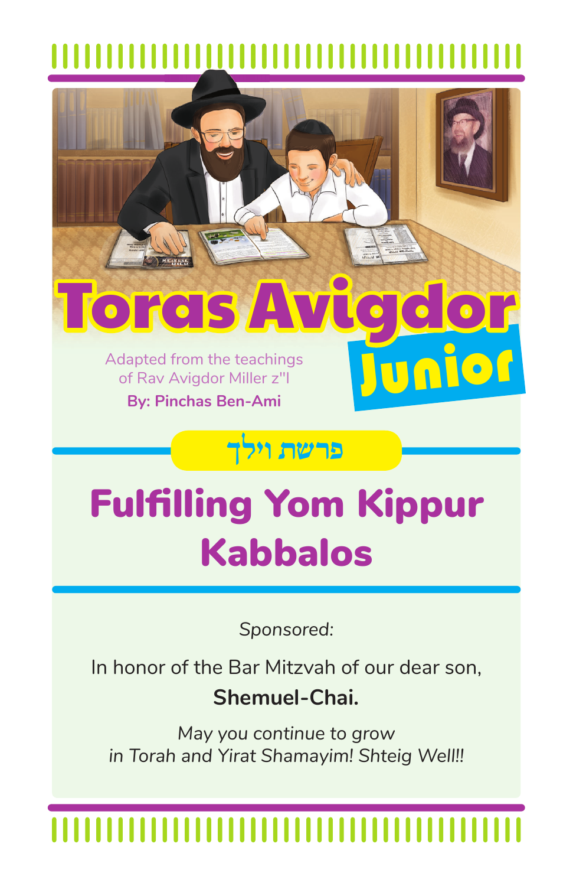# Toras Avigdor Junior

Adapted from the teachings of Rav Avigdor Miller z"l

**By: Pinchas Ben-Ami**

פרשת וילך

## Fulfilling Yom Kippur Kabbalos

*Sponsored:*

In honor of the Bar Mitzvah of our dear son,

**Shemuel-Chai.**

*May you continue to grow in Torah and Yirat Shamayim! Shteig Well!!*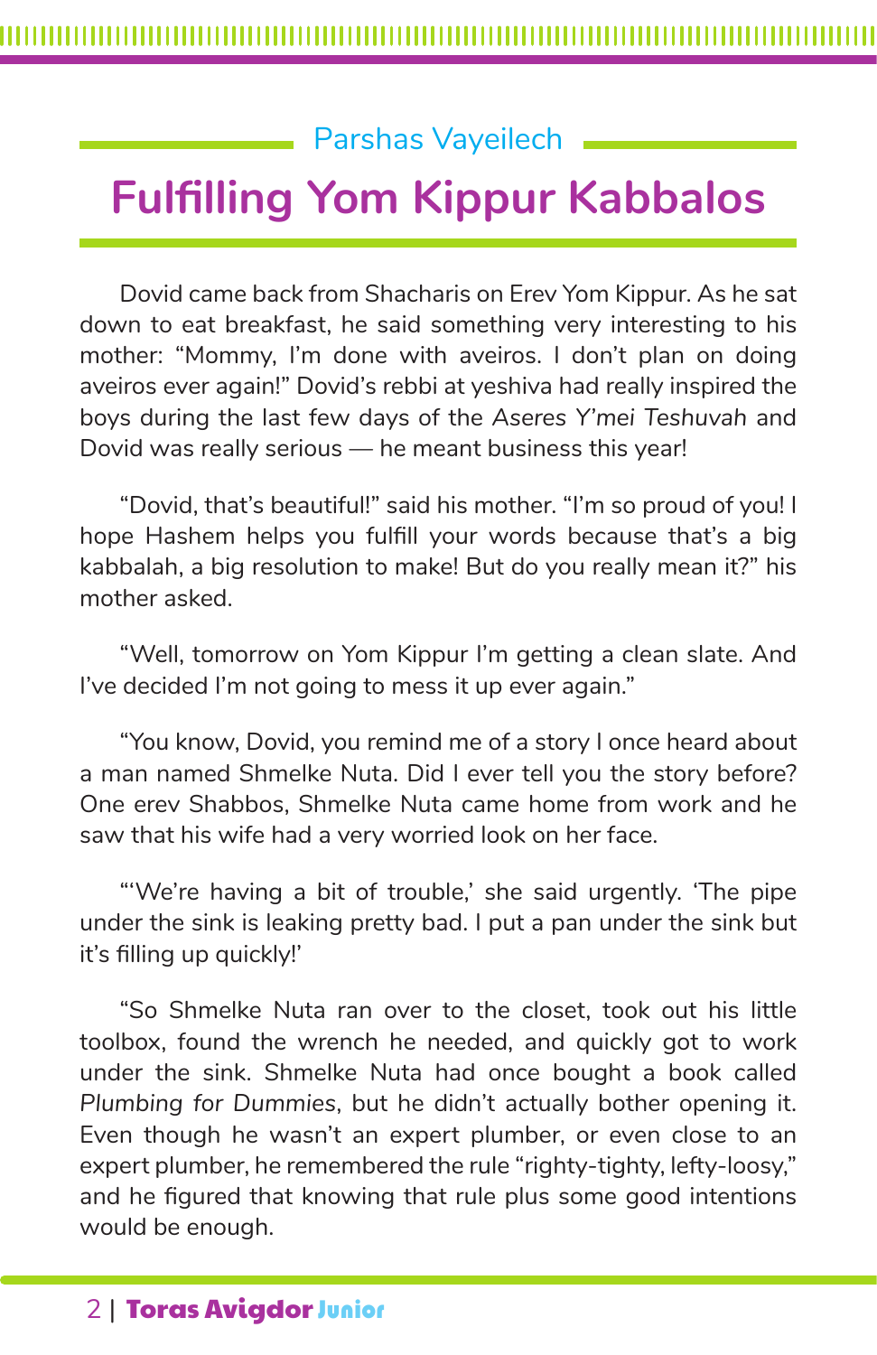Parshas Vayeilech

# Fulfilling Yom Kippur Kabbalos

Dovid came back from Shacharis on Erev Yom Kippur. As he sat down to eat breakfast, he said something very interesting to his mother: “Mommy, I’m done with aveiros. I don’t plan on doing aveiros ever again!” Dovid’s rebbi at yeshiva had really inspired the boys during the last few days of the *Aseres Y’mei Teshuvah* and Dovid was really serious — he meant business this year!

“Dovid, that’s beautiful!” said his mother. “I’m so proud of you! I hope Hashem helps you fulfill your words because that’s a big kabbalah, a big resolution to make! But do you really mean it?” his mother asked.

“Well, tomorrow on Yom Kippur I’m getting a clean slate. And I’ve decided I’m not going to mess it up ever again.”

“You know, Dovid, you remind me of a story I once heard about a man named Shmelke Nuta. Did I ever tell you the story before? One erev Shabbos, Shmelke Nuta came home from work and he saw that his wife had a very worried look on her face.

“‘We’re having a bit of trouble,’ she said urgently. ‘The pipe under the sink is leaking pretty bad. I put a pan under the sink but it’s filling up quickly!’

“So Shmelke Nuta ran over to the closet, took out his little toolbox, found the wrench he needed, and quickly got to work under the sink. Shmelke Nuta had once bought a book called *Plumbing for Dummies*, but he didn’t actually bother opening it. Even though he wasn’t an expert plumber, or even close to an expert plumber, he remembered the rule “righty-tighty, lefty-loosy,” and he figured that knowing that rule plus some good intentions would be enough.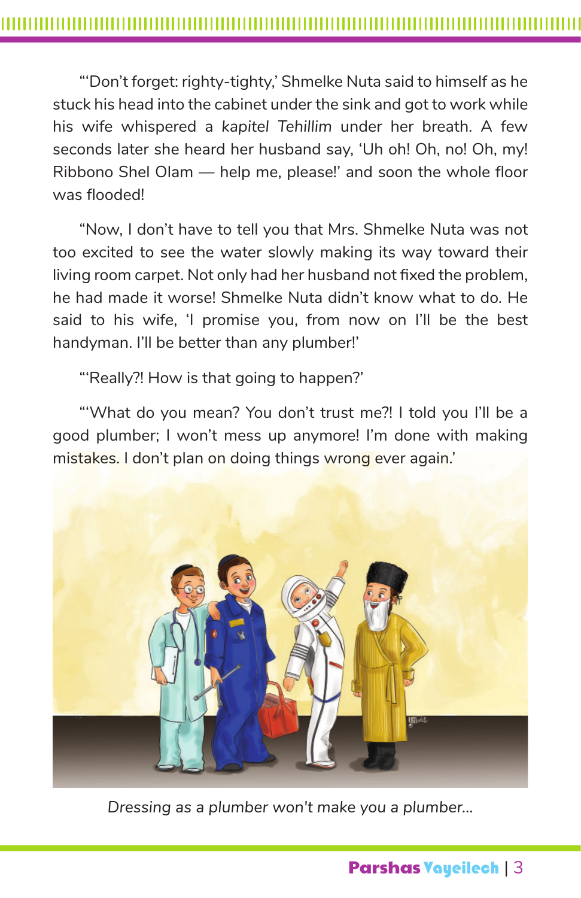"'Don't forget: righty-tighty,' Shmelke Nuta said to himself as he stuck his head into the cabinet under the sink and got to work while his wife whispered a *kapitel Tehillim* under her breath. A few seconds later she heard her husband say, 'Uh oh! Oh, no! Oh, my! Ribbono Shel Olam — help me, please!' and soon the whole floor was flooded!

"Now, I don't have to tell you that Mrs. Shmelke Nuta was not too excited to see the water slowly making its way toward their living room carpet. Not only had her husband not fixed the problem, he had made it worse! Shmelke Nuta didn't know what to do. He said to his wife, 'I promise you, from now on I'll be the best handyman. I'll be better than any plumber!'

"'Really?! How is that going to happen?'

"'What do you mean? You don't trust me?! I told you I'll be a good plumber; I won't mess up anymore! I'm done with making mistakes. I don't plan on doing things wrong ever again.'

*Dressing as a plumber won't make you a plumber...*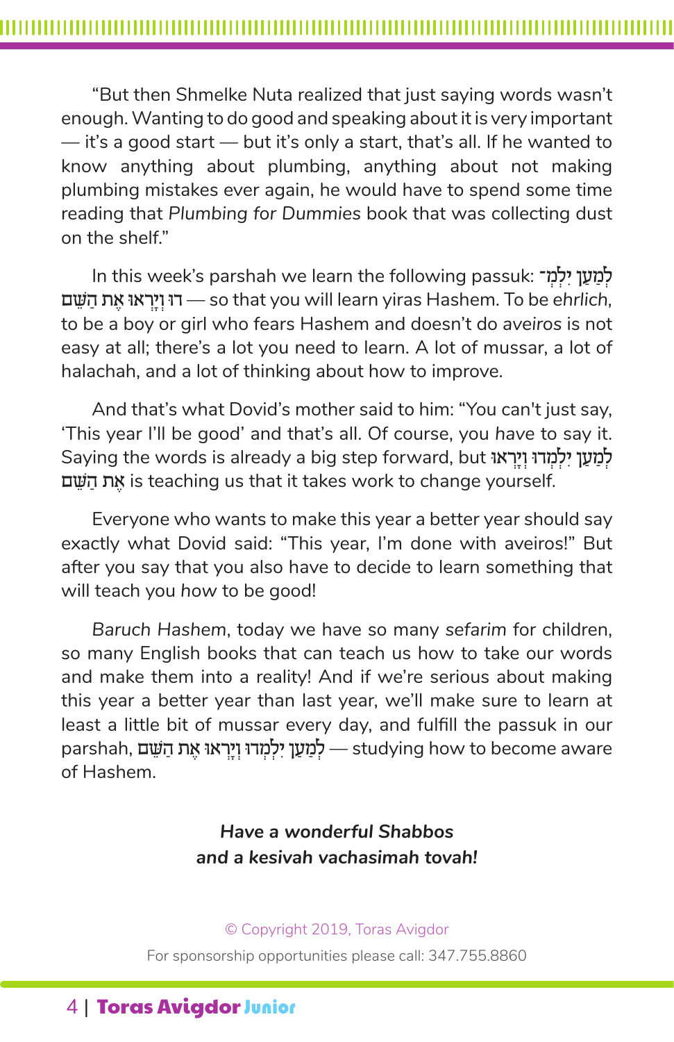"But then Shmelke Nuta realized that just saying words wasn't enough. Wanting to do good and speaking about it is very important — it's a good start — but it's only a start, that's all. If he wanted to know anything about plumbing, anything about not making plumbing mistakes ever again, he would have to spend some time reading that *Plumbing for Dummies* book that was collecting dust on the shelf."

In this week's parshah we learn the following passuk: לְמַעַן יִלְמְדוּ וְיָרְאוּ אֶת הַשֵּׁם — so that you will learn yiras Hashem. To be *ehrlich*, to be a boy or girl who fears Hashem and doesn't do *aveiros* is not easy at all; there's a lot you need to learn. A lot of mussar, a lot of halachah, and a lot of thinking about how to improve.

And that's what Dovid's mother said to him: "You can't just say, 'This year I'll be good' and that's all. Of course, you *have* to say it. Saying the words is already a big step forward, but לְמַעַן יִלְמְדוּ וְיָרְאוּ אֶת הַשֵּׁם is teaching us that it takes work to change yourself.

Everyone who wants to make this year a better year should say exactly what Dovid said: "This year, I'm done with aveiros!" But after you say that you also have to decide to learn something that will teach you *how* to be good!

*Baruch Hashem*, today we have so many *sefarim* for children, so many English books that can teach us how to take our words and make them into a reality! And if we're serious about making this year a better year than last year, we'll make sure to learn at least a little bit of mussar every day, and fulfill the passuk in our parshah, לְמַעַן יִלְמְדוּ וְיָרְאוּ אֶת הַשֵּׁם — studying how to become aware of Hashem.

***Have a wonderful Shabbos***
***and a kesivah vachasimah tovah!***

© Copyright 2019, Toras Avigdor

For sponsorship opportunities please call: 347.755.8860